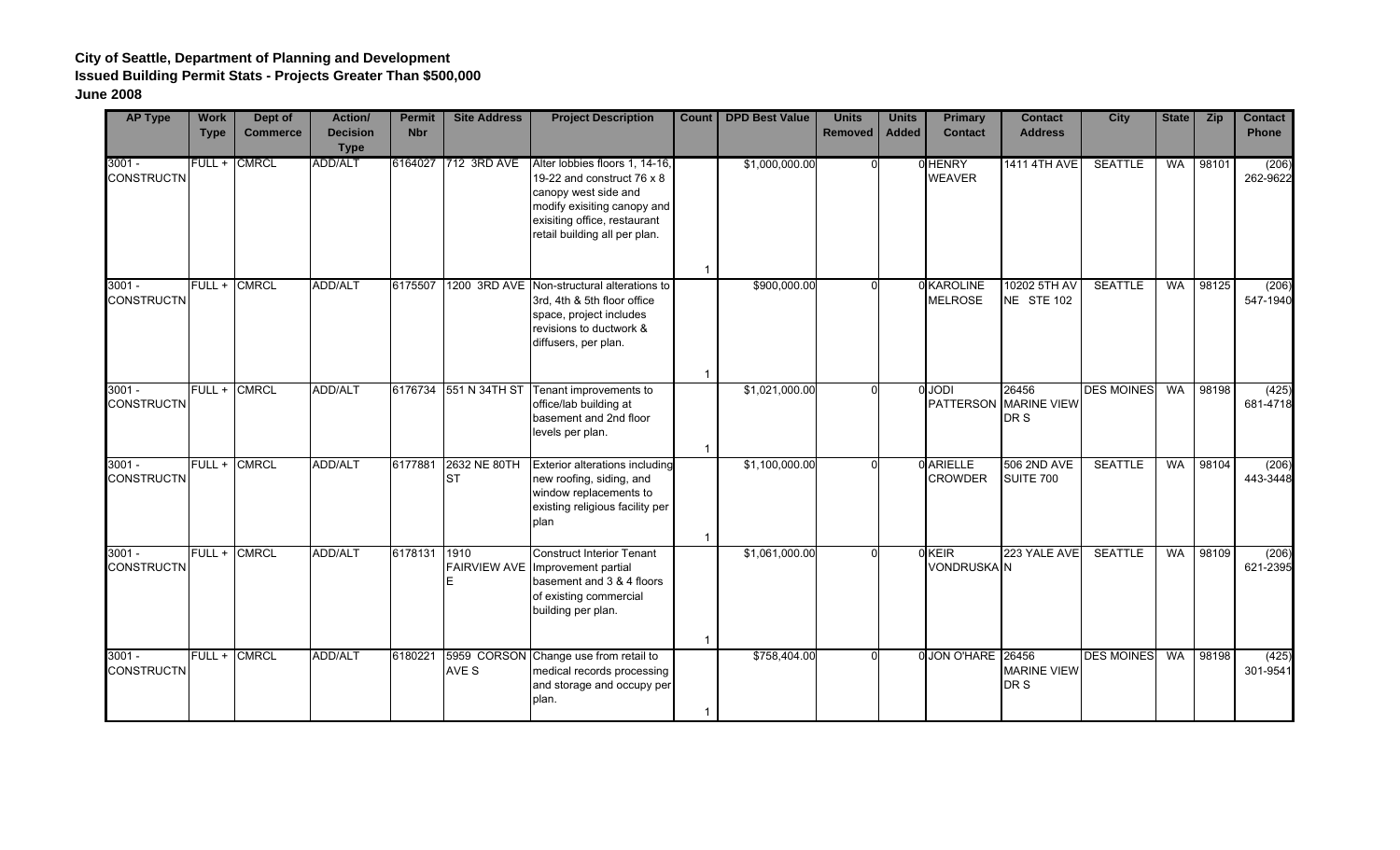**City of Seattle, Department of Planning and Development**
**Issued Building Permit Stats - Projects Greater Than $500,000**
**June 2008**

| AP Type | Work Type | Dept of Commerce | Action/ Decision Type | Permit Nbr | Site Address | Project Description | Count | DPD Best Value | Units Removed | Units Added | Primary Contact | Contact Address | City | State | Zip | Contact Phone |
|---|---|---|---|---|---|---|---|---|---|---|---|---|---|---|---|---|
| 3001 - CONSTRUCTN | FULL + | CMRCL | ADD/ALT | 6164027 | 712 3RD AVE | Alter lobbies floors 1, 14-16, 19-22 and construct 76 x 8 canopy west side and modify exisiting canopy and exisiting office, restaurant retail building all per plan. | 1 | $1,000,000.00 | 0 | 0 | HENRY WEAVER | 1411 4TH AVE | SEATTLE | WA | 98101 | (206) 262-9622 |
| 3001 - CONSTRUCTN | FULL + | CMRCL | ADD/ALT | 6175507 | 1200 3RD AVE | Non-structural alterations to 3rd, 4th & 5th floor office space, project includes revisions to ductwork & diffusers, per plan. | 1 | $900,000.00 | 0 | 0 | KAROLINE MELROSE | 10202 5TH AV NE STE 102 | SEATTLE | WA | 98125 | (206) 547-1940 |
| 3001 - CONSTRUCTN | FULL + | CMRCL | ADD/ALT | 6176734 | 551 N 34TH ST | Tenant improvements to office/lab building at basement and 2nd floor levels per plan. | 1 | $1,021,000.00 | 0 | 0 | JODI PATTERSON | 26456 MARINE VIEW DR S | DES MOINES | WA | 98198 | (425) 681-4718 |
| 3001 - CONSTRUCTN | FULL + | CMRCL | ADD/ALT | 6177881 | 2632 NE 80TH ST | Exterior alterations including new roofing, siding, and window replacements to existing religious facility per plan | 1 | $1,100,000.00 | 0 | 0 | ARIELLE CROWDER | 506 2ND AVE SUITE 700 | SEATTLE | WA | 98104 | (206) 443-3448 |
| 3001 - CONSTRUCTN | FULL + | CMRCL | ADD/ALT | 6178131 | 1910 FAIRVIEW AVE E | Construct Interior Tenant Improvement partial basement and 3 & 4 floors of existing commercial building per plan. | 1 | $1,061,000.00 | 0 | 0 | KEIR VONDRUSKA | 223 YALE AVE N | SEATTLE | WA | 98109 | (206) 621-2395 |
| 3001 - CONSTRUCTN | FULL + | CMRCL | ADD/ALT | 6180221 | 5959 CORSON AVE S | Change use from retail to medical records processing and storage and occupy per plan. | 1 | $758,404.00 | 0 | 0 | JON O'HARE | 26456 MARINE VIEW DR S | DES MOINES | WA | 98198 | (425) 301-9541 |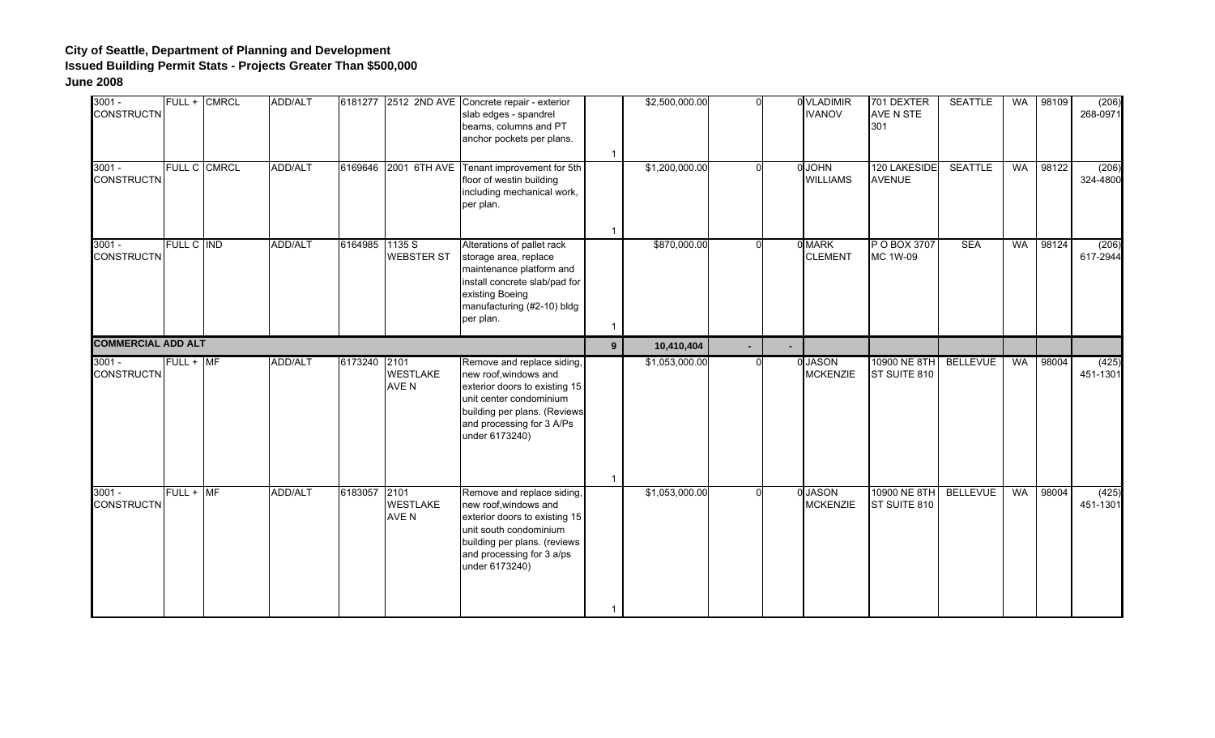**City of Seattle, Department of Planning and Development**
**Issued Building Permit Stats - Projects Greater Than $500,000**
**June 2008**

| | | | | | | | | | | | | | | | | |
|---|---|---|---|---|---|---|---|---|---|---|---|---|---|---|---|---|
| 3001 - CONSTRUCTN | FULL + | CMRCL | ADD/ALT | 6181277 | 2512 2ND AVE | Concrete repair - exterior slab edges - spandrel beams, columns and PT anchor pockets per plans. | 1 | $2,500,000.00 | 0 | 0 | VLADIMIR IVANOV | 701 DEXTER AVE N STE 301 | SEATTLE | WA | 98109 | (206) 268-0971 |
| 3001 - CONSTRUCTN | FULL C | CMRCL | ADD/ALT | 6169646 | 2001 6TH AVE | Tenant improvement for 5th floor of westin building including mechanical work, per plan. | 1 | $1,200,000.00 | 0 | 0 | JOHN WILLIAMS | 120 LAKESIDE AVENUE | SEATTLE | WA | 98122 | (206) 324-4800 |
| 3001 - CONSTRUCTN | FULL C | IND | ADD/ALT | 6164985 | 1135 S WEBSTER ST | Alterations of pallet rack storage area, replace maintenance platform and install concrete slab/pad for existing Boeing manufacturing (#2-10) bldg per plan. | 1 | $870,000.00 | 0 | 0 | MARK CLEMENT | P O BOX 3707 MC 1W-09 | SEA | WA | 98124 | (206) 617-2944 |
| **COMMERCIAL ADD ALT** | | | | | | | **9** | **10,410,404** | **-** | **-** | | | | | | |
| 3001 - CONSTRUCTN | FULL + | MF | ADD/ALT | 6173240 | 2101 WESTLAKE AVE N | Remove and replace siding, new roof,windows and exterior doors to existing 15 unit center condominium building per plans. (Reviews and processing for 3 A/Ps under 6173240) | 1 | $1,053,000.00 | 0 | 0 | JASON MCKENZIE | 10900 NE 8TH ST SUITE 810 | BELLEVUE | WA | 98004 | (425) 451-1301 |
| 3001 - CONSTRUCTN | FULL + | MF | ADD/ALT | 6183057 | 2101 WESTLAKE AVE N | Remove and replace siding, new roof,windows and exterior doors to existing 15 unit south condominium building per plans. (reviews and processing for 3 a/ps under 6173240) | 1 | $1,053,000.00 | 0 | 0 | JASON MCKENZIE | 10900 NE 8TH ST SUITE 810 | BELLEVUE | WA | 98004 | (425) 451-1301 |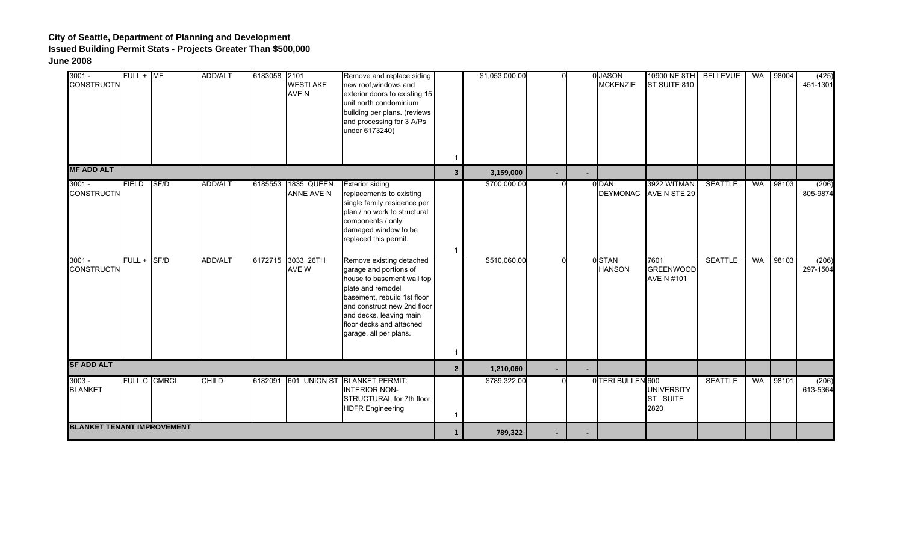**City of Seattle, Department of Planning and Development**
**Issued Building Permit Stats - Projects Greater Than $500,000**
**June 2008**

| | | | | | | | | | | | | | | | | |
|---|---|---|---|---|---|---|---|---|---|---|---|---|---|---|---|---|
| 3001 - CONSTRUCTN | FULL + | MF | ADD/ALT | 6183058 | 2101 WESTLAKE AVE N | Remove and replace siding, new roof,windows and exterior doors to existing 15 unit north condominium building per plans. (reviews and processing for 3 A/Ps under 6173240) | 1 | $1,053,000.00 | 0 | 0 | JASON MCKENZIE | 10900 NE 8TH ST SUITE 810 | BELLEVUE | WA | 98004 | (425) 451-1301 |
| **MF ADD ALT** | | | | | | | **3** | **3,159,000** | **-** | **-** | | | | | | |
| 3001 - CONSTRUCTN | FIELD | SF/D | ADD/ALT | 6185553 | 1835 QUEEN ANNE AVE N | Exterior siding replacements to existing single family residence per plan / no work to structural components / only damaged window to be replaced this permit. | 1 | $700,000.00 | 0 | 0 | DAN DEYMONAC | 3922 WITMAN AVE N STE 29 | SEATTLE | WA | 98103 | (206) 805-9874 |
| 3001 - CONSTRUCTN | FULL + | SF/D | ADD/ALT | 6172715 | 3033 26TH AVE W | Remove existing detached garage and portions of house to basement wall top plate and remodel basement, rebuild 1st floor and construct new 2nd floor and decks, leaving main floor decks and attached garage, all per plans. | 1 | $510,060.00 | 0 | 0 | STAN HANSON | 7601 GREENWOOD AVE N #101 | SEATTLE | WA | 98103 | (206) 297-1504 |
| **SF ADD ALT** | | | | | | | **2** | **1,210,060** | **-** | **-** | | | | | | |
| 3003 - BLANKET | FULL C | CMRCL | CHILD | 6182091 | 601 UNION ST | BLANKET PERMIT: INTERIOR NON-STRUCTURAL for 7th floor HDFR Engineering | 1 | $789,322.00 | 0 | 0 | TERI BULLEN | 600 UNIVERSITY ST SUITE 2820 | SEATTLE | WA | 98101 | (206) 613-5364 |
| **BLANKET TENANT IMPROVEMENT** | | | | | | | **1** | **789,322** | **-** | **-** | | | | | | |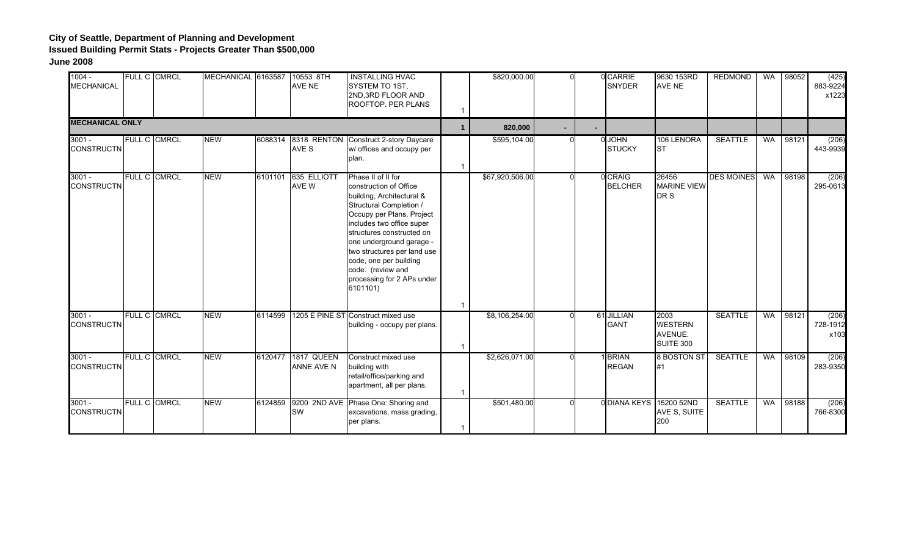**City of Seattle, Department of Planning and Development**
**Issued Building Permit Stats - Projects Greater Than $500,000**
**June 2008**

| | | | | | | | | | | | | | | | | |
|---|---|---|---|---|---|---|---|---|---|---|---|---|---|---|---|---|
| 1004 - MECHANICAL | FULL C | CMRCL | MECHANICAL | 6163587 | 10553 8TH AVE NE | INSTALLING HVAC SYSTEM TO 1ST, 2ND,3RD FLOOR AND ROOFTOP. PER PLANS | 1 | $820,000.00 | 0 | 0 | CARRIE SNYDER | 9630 153RD AVE NE | REDMOND | WA | 98052 | (425) 883-9224 x1223 |
| **MECHANICAL ONLY** | | | | | | | **1** | **820,000** | **-** | **-** | | | | | | |
| 3001 - CONSTRUCTN | FULL C | CMRCL | NEW | 6088314 | 8318 RENTON AVE S | Construct 2-story Daycare w/ offices and occupy per plan. | 1 | $595,104.00 | 0 | 0 | JOHN STUCKY | 106 LENORA ST | SEATTLE | WA | 98121 | (206) 443-9939 |
| 3001 - CONSTRUCTN | FULL C | CMRCL | NEW | 6101101 | 635 ELLIOTT AVE W | Phase II of II for construction of Office building, Architectural & Structural Completion / Occupy per Plans. Project includes two office super structures constructed on one underground garage - two structures per land use code, one per building code. (review and processing for 2 APs under 6101101) | 1 | $67,920,506.00 | 0 | 0 | CRAIG BELCHER | 26456 MARINE VIEW DR S | DES MOINES | WA | 98198 | (206) 295-0613 |
| 3001 - CONSTRUCTN | FULL C | CMRCL | NEW | 6114599 | 1205 E PINE ST | Construct mixed use building - occupy per plans. | 1 | $8,106,254.00 | 0 | 61 | JILLIAN GANT | 2003 WESTERN AVENUE. SUITE 300 | SEATTLE | WA | 98121 | (206) 728-1912 x103 |
| 3001 - CONSTRUCTN | FULL C | CMRCL | NEW | 6120477 | 1817 QUEEN ANNE AVE N | Construct mixed use building with retail/office/parking and apartment, all per plans. | 1 | $2,626,071.00 | 0 | 1 | BRIAN REGAN | 8 BOSTON ST #1 | SEATTLE | WA | 98109 | (206) 283-9350 |
| 3001 - CONSTRUCTN | FULL C | CMRCL | NEW | 6124859 | 9200 2ND AVE SW | Phase One: Shoring and excavations, mass grading, per plans. | 1 | $501,480.00 | 0 | 0 | DIANA KEYS | 15200 52ND AVE S, SUITE 200 | SEATTLE | WA | 98188 | (206) 766-8300 |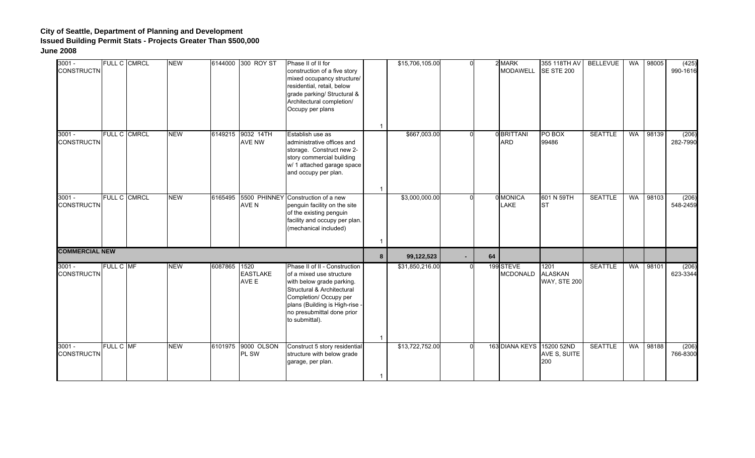**City of Seattle, Department of Planning and Development**
**Issued Building Permit Stats - Projects Greater Than $500,000**
**June 2008**

| | | | | | | | | | | | | | | | | |
|---|---|---|---|---|---|---|---|---|---|---|---|---|---|---|---|---|
| 3001 - CONSTRUCTN | FULL C | CMRCL | NEW | 6144000 | 300 ROY ST | Phase II of II for construction of a five story mixed occupancy structure/ residential, retail, below grade parking/ Structural & Architectural completion/ Occupy per plans | 1 | $15,706,105.00 | 0 | 2 | MARK MODAWELL | 355 118TH AV SE STE 200 | BELLEVUE | WA | 98005 | (425) 990-1616 |
| 3001 - CONSTRUCTN | FULL C | CMRCL | NEW | 6149215 | 9032 14TH AVE NW | Establish use as administrative offices and storage. Construct new 2-story commercial building w/ 1 attached garage space and occupy per plan. | 1 | $667,003.00 | 0 | 0 | BRITTANI ARD | PO BOX 99486 | SEATTLE | WA | 98139 | (206) 282-7990 |
| 3001 - CONSTRUCTN | FULL C | CMRCL | NEW | 6165495 | 5500 PHINNEY AVE N | Construction of a new penguin facility on the site of the existing penguin facility and occupy per plan. (mechanical included) | 1 | $3,000,000.00 | 0 | 0 | MONICA LAKE | 601 N 59TH ST | SEATTLE | WA | 98103 | (206) 548-2459 |
| **COMMERCIAL NEW** | | | | | | | **8** | **99,122,523** | **-** | **64** | | | | | | |
| 3001 - CONSTRUCTN | FULL C | MF | NEW | 6087865 | 1520 EASTLAKE AVE E | Phase II of II - Construction of a mixed use structure with below grade parking. Structural & Architectural Completion/ Occupy per plans (Building is High-rise - no presubmittal done prior to submittal). | 1 | $31,850,216.00 | 0 | 199 | STEVE MCDONALD | 1201 ALASKAN WAY, STE 200 | SEATTLE | WA | 98101 | (206) 623-3344 |
| 3001 - CONSTRUCTN | FULL C | MF | NEW | 6101975 | 9000 OLSON PL SW | Construct 5 story residential structure with below grade garage, per plan. | 1 | $13,722,752.00 | 0 | 163 | DIANA KEYS | 15200 52ND AVE S, SUITE 200 | SEATTLE | WA | 98188 | (206) 766-8300 |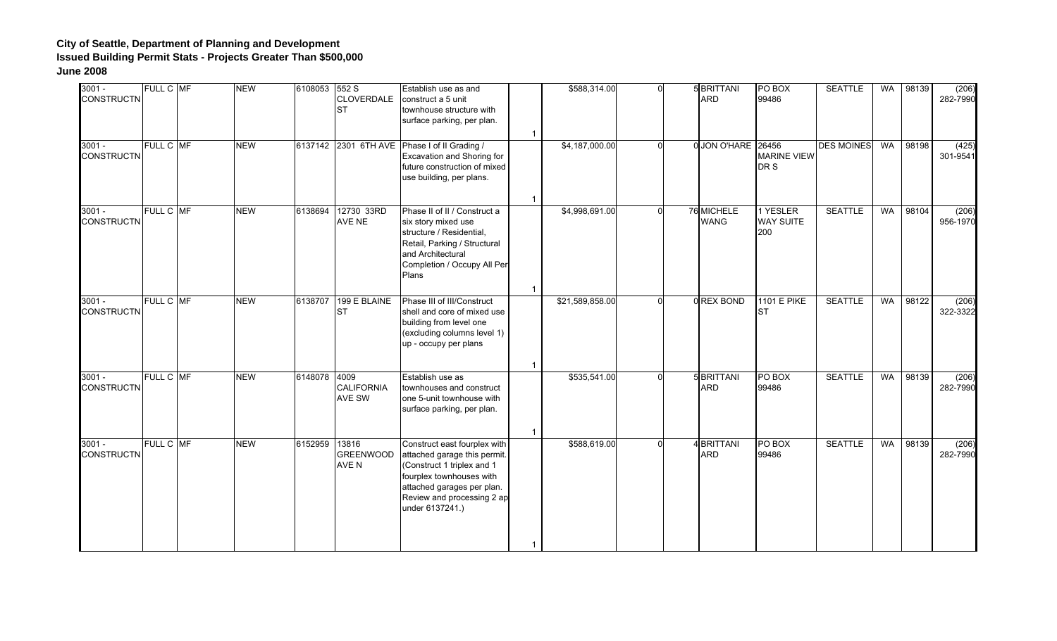**City of Seattle, Department of Planning and Development**
**Issued Building Permit Stats - Projects Greater Than $500,000**
**June 2008**

| | | | | | | | | | | | | | | | | |
|---|---|---|---|---|---|---|---|---|---|---|---|---|---|---|---|---|
| 3001 - CONSTRUCTN | FULL C | MF | NEW | 6108053 | 552 S CLOVERDALE ST | Establish use as and construct a 5 unit townhouse structure with surface parking, per plan. | 1 | $588,314.00 | 0 | 5 | BRITTANI ARD | PO BOX 99486 | SEATTLE | WA | 98139 | (206) 282-7990 |
| 3001 - CONSTRUCTN | FULL C | MF | NEW | 6137142 | 2301 6TH AVE | Phase I of II Grading / Excavation and Shoring for future construction of mixed use building, per plans. | 1 | $4,187,000.00 | 0 | 0 | JON O'HARE | 26456 MARINE VIEW DR S | DES MOINES | WA | 98198 | (425) 301-9541 |
| 3001 - CONSTRUCTN | FULL C | MF | NEW | 6138694 | 12730 33RD AVE NE | Phase II of II / Construct a six story mixed use structure / Residential, Retail, Parking / Structural and Architectural Completion / Occupy All Per Plans | 1 | $4,998,691.00 | 0 | 76 | MICHELE WANG | 1 YESLER WAY SUITE 200 | SEATTLE | WA | 98104 | (206) 956-1970 |
| 3001 - CONSTRUCTN | FULL C | MF | NEW | 6138707 | 199 E BLAINE ST | Phase III of III/Construct shell and core of mixed use building from level one (excluding columns level 1) up - occupy per plans | 1 | $21,589,858.00 | 0 | 0 | REX BOND | 1101 E PIKE ST | SEATTLE | WA | 98122 | (206) 322-3322 |
| 3001 - CONSTRUCTN | FULL C | MF | NEW | 6148078 | 4009 CALIFORNIA AVE SW | Establish use as townhouses and construct one 5-unit townhouse with surface parking, per plan. | 1 | $535,541.00 | 0 | 5 | BRITTANI ARD | PO BOX 99486 | SEATTLE | WA | 98139 | (206) 282-7990 |
| 3001 - CONSTRUCTN | FULL C | MF | NEW | 6152959 | 13816 GREENWOOD AVE N | Construct east fourplex with attached garage this permit. (Construct 1 triplex and 1 fourplex townhouses with attached garages per plan. Review and processing 2 ap under 6137241.) | 1 | $588,619.00 | 0 | 4 | BRITTANI ARD | PO BOX 99486 | SEATTLE | WA | 98139 | (206) 282-7990 |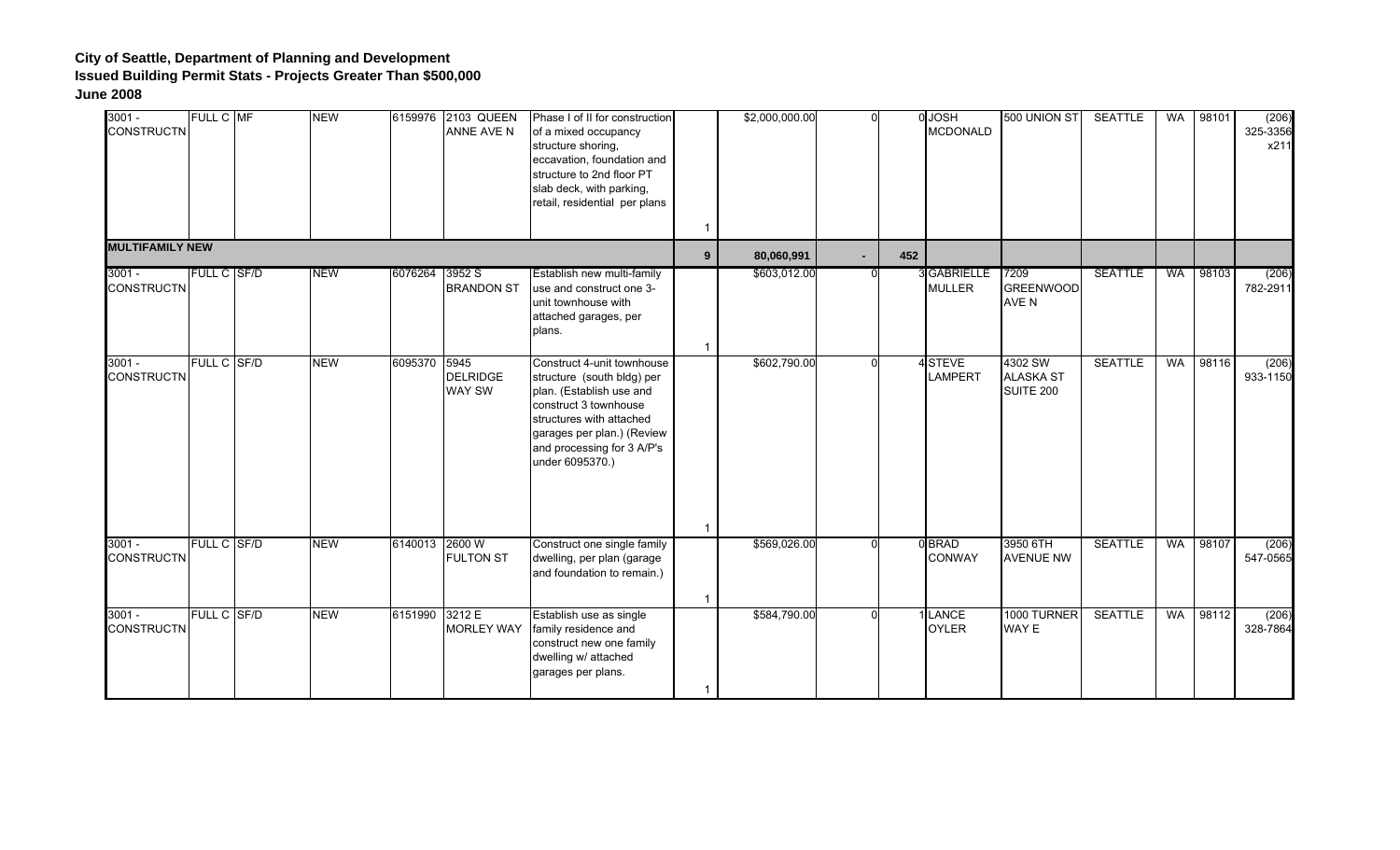**City of Seattle, Department of Planning and Development**
**Issued Building Permit Stats - Projects Greater Than $500,000**
**June 2008**

| | | | | | | | | | | | | | | | | | |
|---|---|---|---|---|---|---|---|---|---|---|---|---|---|---|---|---|---|
| 3001 - CONSTRUCTN | FULL C | MF | NEW | 6159976 | 2103 QUEEN ANNE AVE N | Phase I of II for construction of a mixed occupancy structure shoring, eccavation, foundation and structure to 2nd floor PT slab deck, with parking, retail, residential per plans | 1 | $2,000,000.00 | 0 | 0 | JOSH MCDONALD | 500 UNION ST | SEATTLE | WA | 98101 | (206) 325-3356 x211 |
| **MULTIFAMILY NEW** | | | | | | | **9** | **80,060,991** | **-** | **452** | | | | | | |
| 3001 - CONSTRUCTN | FULL C | SF/D | NEW | 6076264 | 3952 S BRANDON ST | Establish new multi-family use and construct one 3-unit townhouse with attached garages, per plans. | 1 | $603,012.00 | 0 | 3 | GABRIELLE MULLER | 7209 GREENWOOD AVE N | SEATTLE | WA | 98103 | (206) 782-2911 |
| 3001 - CONSTRUCTN | FULL C | SF/D | NEW | 6095370 | 5945 DELRIDGE WAY SW | Construct 4-unit townhouse structure (south bldg) per plan. (Establish use and construct 3 townhouse structures with attached garages per plan.) (Review and processing for 3 A/P's under 6095370.) | 1 | $602,790.00 | 0 | 4 | STEVE LAMPERT | 4302 SW ALASKA ST SUITE 200 | SEATTLE | WA | 98116 | (206) 933-1150 |
| 3001 - CONSTRUCTN | FULL C | SF/D | NEW | 6140013 | 2600 W FULTON ST | Construct one single family dwelling, per plan (garage and foundation to remain.) | 1 | $569,026.00 | 0 | 0 | BRAD CONWAY | 3950 6TH AVENUE NW | SEATTLE | WA | 98107 | (206) 547-0565 |
| 3001 - CONSTRUCTN | FULL C | SF/D | NEW | 6151990 | 3212 E MORLEY WAY | Establish use as single family residence and construct new one family dwelling w/ attached garages per plans. | 1 | $584,790.00 | 0 | 1 | LANCE OYLER | 1000 TURNER WAY E | SEATTLE | WA | 98112 | (206) 328-7864 |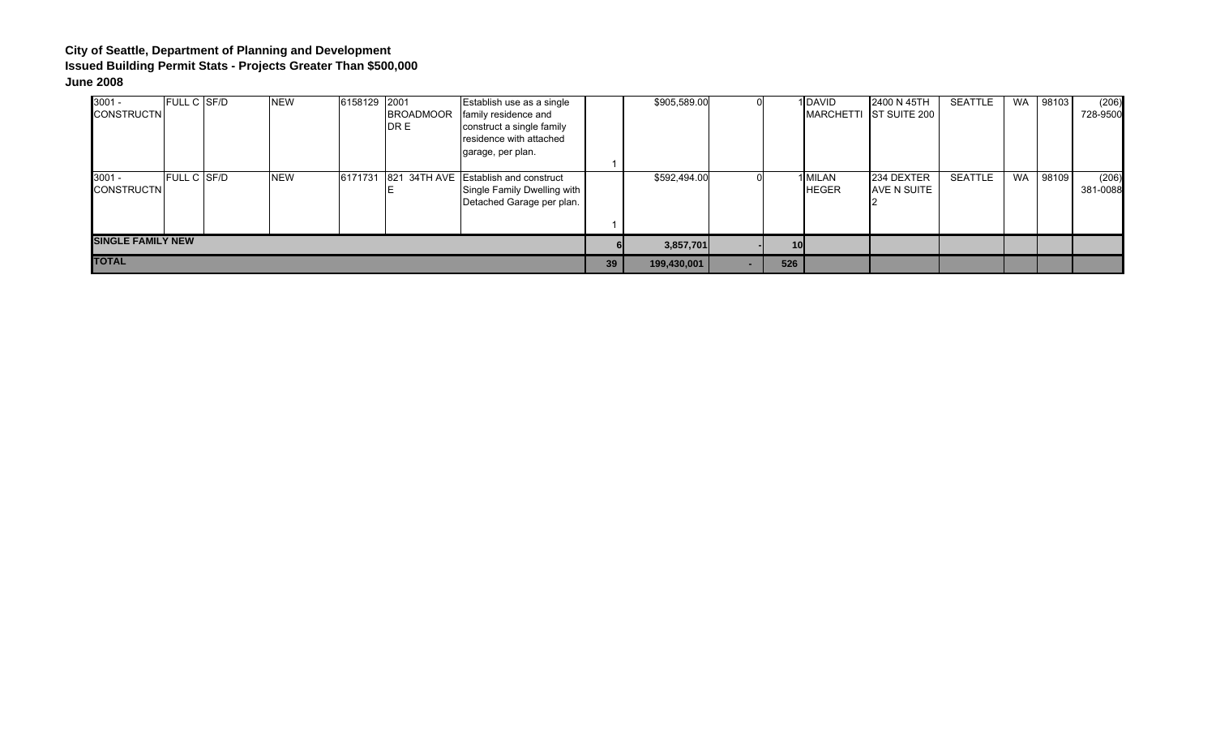**City of Seattle, Department of Planning and Development**
**Issued Building Permit Stats - Projects Greater Than $500,000**
**June 2008**

| | | | | | | | | | | | | | | | | | |
|---|---|---|---|---|---|---|---|---|---|---|---|---|---|---|---|---|---|
| 3001 - CONSTRUCTN | FULL C | SF/D | NEW | 6158129 | 2001 BROADMOOR DR E | Establish use as a single family residence and construct a single family residence with attached garage, per plan. | 1 | $905,589.00 | 0 | 1 | DAVID MARCHETTI | 2400 N 45TH ST SUITE 200 | SEATTLE | WA | 98103 | (206) 728-9500 |
| 3001 - CONSTRUCTN | FULL C | SF/D | NEW | 6171731 | 821 34TH AVE E | Establish and construct Single Family Dwelling with Detached Garage per plan. | 1 | $592,494.00 | 0 | 1 | MILAN HEGER | 234 DEXTER AVE N SUITE 2 | SEATTLE | WA | 98109 | (206) 381-0088 |
| **SINGLE FAMILY NEW** | | | | | | | 6 | 3,857,701 | - | 10 | | | | | | |
| **TOTAL** | | | | | | | 39 | 199,430,001 | - | 526 | | | | | | |